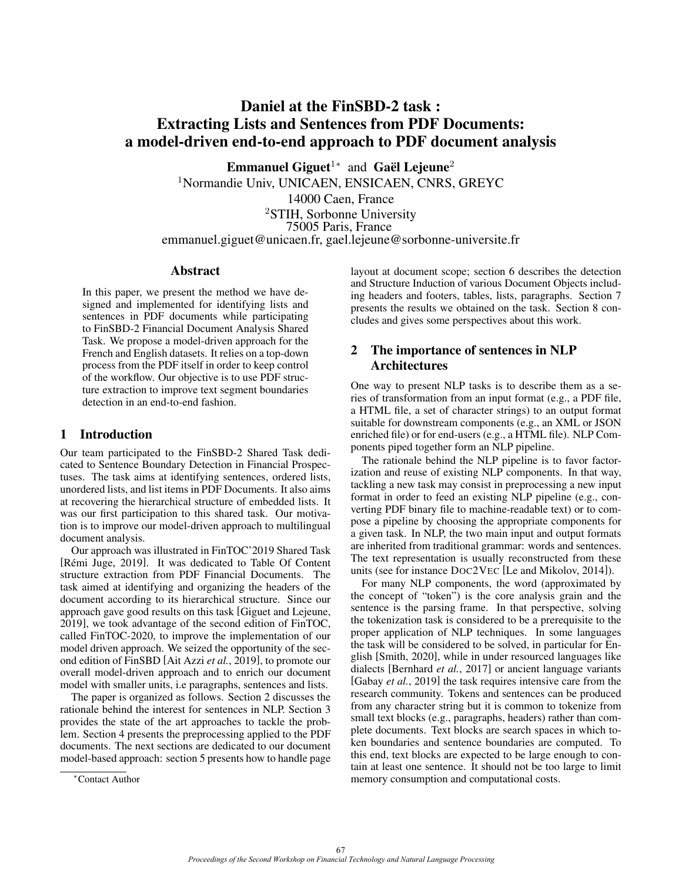# Daniel at the FinSBD-2 task : Extracting Lists and Sentences from PDF Documents: a model-driven end-to-end approach to PDF document analysis

**Emmanuel Giguet**[1*] and **Gaël Lejeune**[2]

[1]Normandie Univ, UNICAEN, ENSICAEN, CNRS, GREYC
14000 Caen, France
[2]STIH, Sorbonne University
75005 Paris, France
emmanuel.giguet@unicaen.fr, gael.lejeune@sorbonne-universite.fr

## Abstract

In this paper, we present the method we have designed and implemented for identifying lists and sentences in PDF documents while participating to FinSBD-2 Financial Document Analysis Shared Task. We propose a model-driven approach for the French and English datasets. It relies on a top-down process from the PDF itself in order to keep control of the workflow. Our objective is to use PDF structure extraction to improve text segment boundaries detection in an end-to-end fashion.

## 1 Introduction

Our team participated to the FinSBD-2 Shared Task dedicated to Sentence Boundary Detection in Financial Prospectuses. The task aims at identifying sentences, ordered lists, unordered lists, and list items in PDF Documents. It also aims at recovering the hierarchical structure of embedded lists. It was our first participation to this shared task. Our motivation is to improve our model-driven approach to multilingual document analysis.

Our approach was illustrated in FinTOC'2019 Shared Task [Rémi Juge, 2019]. It was dedicated to Table Of Content structure extraction from PDF Financial Documents. The task aimed at identifying and organizing the headers of the document according to its hierarchical structure. Since our approach gave good results on this task [Giguet and Lejeune, 2019], we took advantage of the second edition of FinTOC, called FinTOC-2020, to improve the implementation of our model driven approach. We seized the opportunity of the second edition of FinSBD [Ait Azzi *et al.*, 2019], to promote our overall model-driven approach and to enrich our document model with smaller units, i.e paragraphs, sentences and lists.

The paper is organized as follows. Section 2 discusses the rationale behind the interest for sentences in NLP. Section 3 provides the state of the art approaches to tackle the problem. Section 4 presents the preprocessing applied to the PDF documents. The next sections are dedicated to our document model-based approach: section 5 presents how to handle page layout at document scope; section 6 describes the detection and Structure Induction of various Document Objects including headers and footers, tables, lists, paragraphs. Section 7 presents the results we obtained on the task. Section 8 concludes and gives some perspectives about this work.

## 2 The importance of sentences in NLP Architectures

One way to present NLP tasks is to describe them as a series of transformation from an input format (e.g., a PDF file, a HTML file, a set of character strings) to an output format suitable for downstream components (e.g., an XML or JSON enriched file) or for end-users (e.g., a HTML file). NLP Components piped together form an NLP pipeline.

The rationale behind the NLP pipeline is to favor factorization and reuse of existing NLP components. In that way, tackling a new task may consist in preprocessing a new input format in order to feed an existing NLP pipeline (e.g., converting PDF binary file to machine-readable text) or to compose a pipeline by choosing the appropriate components for a given task. In NLP, the two main input and output formats are inherited from traditional grammar: words and sentences. The text representation is usually reconstructed from these units (see for instance DOC2VEC [Le and Mikolov, 2014]).

For many NLP components, the word (approximated by the concept of "token") is the core analysis grain and the sentence is the parsing frame. In that perspective, solving the tokenization task is considered to be a prerequisite to the proper application of NLP techniques. In some languages the task will be considered to be solved, in particular for English [Smith, 2020], while in under resourced languages like dialects [Bernhard *et al.*, 2017] or ancient language variants [Gabay *et al.*, 2019] the task requires intensive care from the research community. Tokens and sentences can be produced from any character string but it is common to tokenize from small text blocks (e.g., paragraphs, headers) rather than complete documents. Text blocks are search spaces in which token boundaries and sentence boundaries are computed. To this end, text blocks are expected to be large enough to contain at least one sentence. It should not be too large to limit memory consumption and computational costs.

[*]Contact Author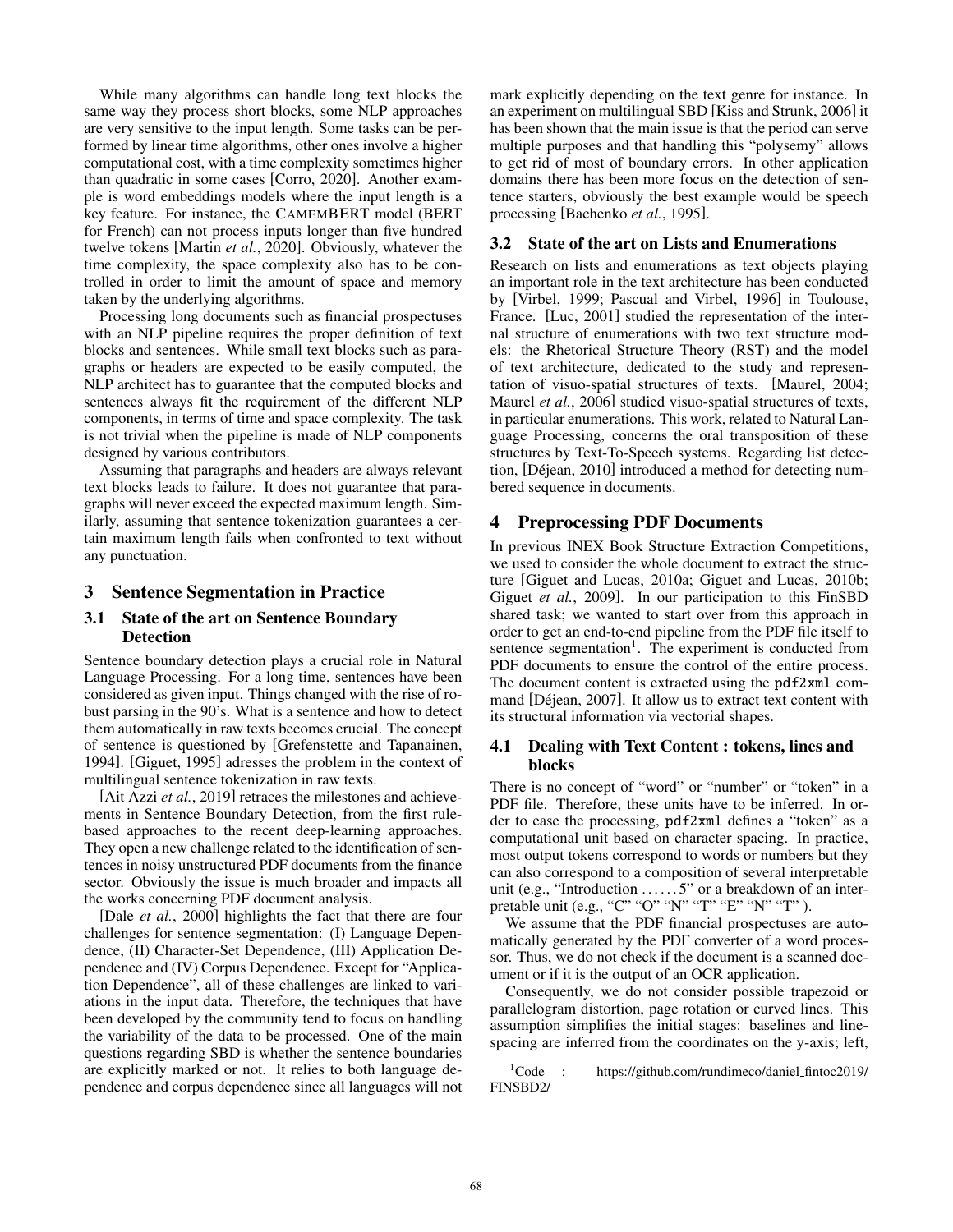While many algorithms can handle long text blocks the same way they process short blocks, some NLP approaches are very sensitive to the input length. Some tasks can be performed by linear time algorithms, other ones involve a higher computational cost, with a time complexity sometimes higher than quadratic in some cases [Corro, 2020]. Another example is word embeddings models where the input length is a key feature. For instance, the CAMEMBERT model (BERT for French) can not process inputs longer than five hundred twelve tokens [Martin *et al.*, 2020]. Obviously, whatever the time complexity, the space complexity also has to be controlled in order to limit the amount of space and memory taken by the underlying algorithms.

Processing long documents such as financial prospectuses with an NLP pipeline requires the proper definition of text blocks and sentences. While small text blocks such as paragraphs or headers are expected to be easily computed, the NLP architect has to guarantee that the computed blocks and sentences always fit the requirement of the different NLP components, in terms of time and space complexity. The task is not trivial when the pipeline is made of NLP components designed by various contributors.

Assuming that paragraphs and headers are always relevant text blocks leads to failure. It does not guarantee that paragraphs will never exceed the expected maximum length. Similarly, assuming that sentence tokenization guarantees a certain maximum length fails when confronted to text without any punctuation.

## 3 Sentence Segmentation in Practice

### 3.1 State of the art on Sentence Boundary Detection

Sentence boundary detection plays a crucial role in Natural Language Processing. For a long time, sentences have been considered as given input. Things changed with the rise of robust parsing in the 90's. What is a sentence and how to detect them automatically in raw texts becomes crucial. The concept of sentence is questioned by [Grefenstette and Tapanainen, 1994]. [Giguet, 1995] adresses the problem in the context of multilingual sentence tokenization in raw texts.

[Ait Azzi *et al.*, 2019] retraces the milestones and achievements in Sentence Boundary Detection, from the first rule-based approaches to the recent deep-learning approaches. They open a new challenge related to the identification of sentences in noisy unstructured PDF documents from the finance sector. Obviously the issue is much broader and impacts all the works concerning PDF document analysis.

[Dale *et al.*, 2000] highlights the fact that there are four challenges for sentence segmentation: (I) Language Dependence, (II) Character-Set Dependence, (III) Application Dependence and (IV) Corpus Dependence. Except for "Application Dependence", all of these challenges are linked to variations in the input data. Therefore, the techniques that have been developed by the community tend to focus on handling the variability of the data to be processed. One of the main questions regarding SBD is whether the sentence boundaries are explicitly marked or not. It relies to both language dependence and corpus dependence since all languages will not mark explicitly depending on the text genre for instance. In an experiment on multilingual SBD [Kiss and Strunk, 2006] it has been shown that the main issue is that the period can serve multiple purposes and that handling this "polysemy" allows to get rid of most of boundary errors. In other application domains there has been more focus on the detection of sentence starters, obviously the best example would be speech processing [Bachenko *et al.*, 1995].

### 3.2 State of the art on Lists and Enumerations

Research on lists and enumerations as text objects playing an important role in the text architecture has been conducted by [Virbel, 1999; Pascual and Virbel, 1996] in Toulouse, France. [Luc, 2001] studied the representation of the internal structure of enumerations with two text structure models: the Rhetorical Structure Theory (RST) and the model of text architecture, dedicated to the study and representation of visuo-spatial structures of texts. [Maurel, 2004; Maurel *et al.*, 2006] studied visuo-spatial structures of texts, in particular enumerations. This work, related to Natural Language Processing, concerns the oral transposition of these structures by Text-To-Speech systems. Regarding list detection, [Déjean, 2010] introduced a method for detecting numbered sequence in documents.

## 4 Preprocessing PDF Documents

In previous INEX Book Structure Extraction Competitions, we used to consider the whole document to extract the structure [Giguet and Lucas, 2010a; Giguet and Lucas, 2010b; Giguet *et al.*, 2009]. In our participation to this FinSBD shared task; we wanted to start over from this approach in order to get an end-to-end pipeline from the PDF file itself to sentence segmentation[1]. The experiment is conducted from PDF documents to ensure the control of the entire process. The document content is extracted using the `pdf2xml` command [Déjean, 2007]. It allow us to extract text content with its structural information via vectorial shapes.

### 4.1 Dealing with Text Content : tokens, lines and blocks

There is no concept of "word" or "number" or "token" in a PDF file. Therefore, these units have to be inferred. In order to ease the processing, `pdf2xml` defines a "token" as a computational unit based on character spacing. In practice, most output tokens correspond to words or numbers but they can also correspond to a composition of several interpretable unit (e.g., "Introduction . . . . . . 5" or a breakdown of an interpretable unit (e.g., "C" "O" "N" "T" "E" "N" "T" ).

We assume that the PDF financial prospectuses are automatically generated by the PDF converter of a word processor. Thus, we do not check if the document is a scanned document or if it is the output of an OCR application.

Consequently, we do not consider possible trapezoid or parallelogram distortion, page rotation or curved lines. This assumption simplifies the initial stages: baselines and line-spacing are inferred from the coordinates on the y-axis; left,

[1] Code : https://github.com/rundimeco/daniel_fintoc2019/FINSBD2/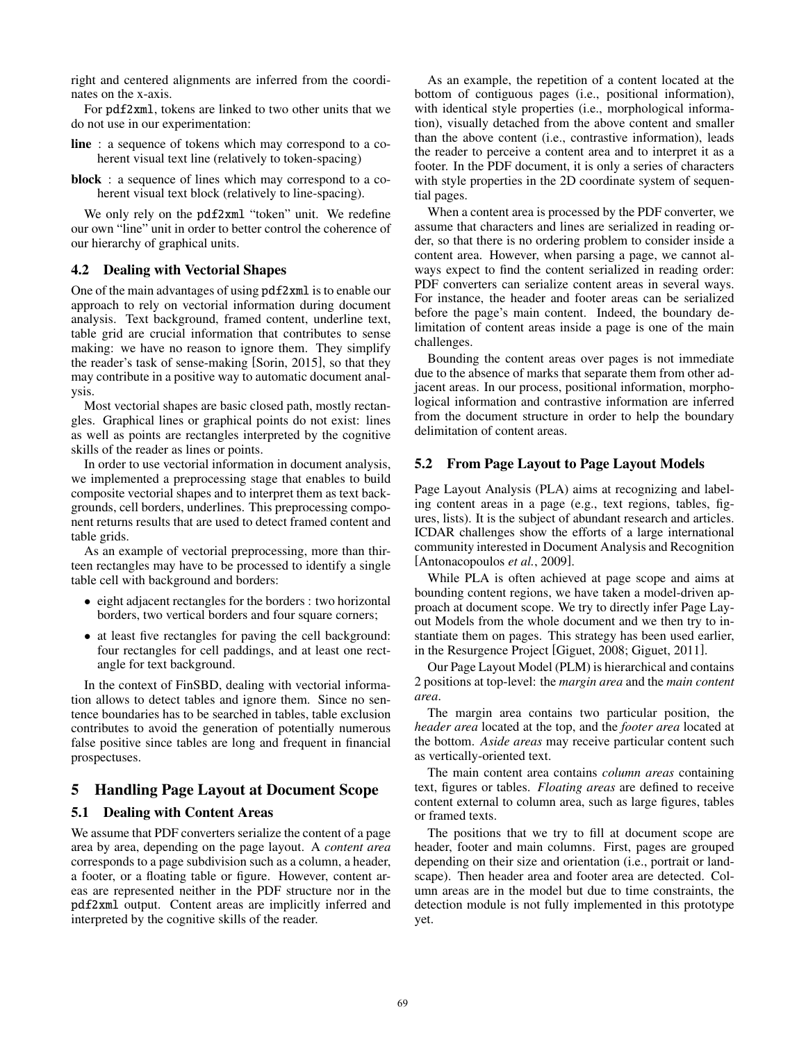right and centered alignments are inferred from the coordinates on the x-axis.

For pdf2xml, tokens are linked to two other units that we do not use in our experimentation:

**line** : a sequence of tokens which may correspond to a coherent visual text line (relatively to token-spacing)

**block** : a sequence of lines which may correspond to a coherent visual text block (relatively to line-spacing).

We only rely on the pdf2xml "token" unit. We redefine our own "line" unit in order to better control the coherence of our hierarchy of graphical units.

### 4.2 Dealing with Vectorial Shapes

One of the main advantages of using pdf2xml is to enable our approach to rely on vectorial information during document analysis. Text background, framed content, underline text, table grid are crucial information that contributes to sense making: we have no reason to ignore them. They simplify the reader's task of sense-making [Sorin, 2015], so that they may contribute in a positive way to automatic document analysis.

Most vectorial shapes are basic closed path, mostly rectangles. Graphical lines or graphical points do not exist: lines as well as points are rectangles interpreted by the cognitive skills of the reader as lines or points.

In order to use vectorial information in document analysis, we implemented a preprocessing stage that enables to build composite vectorial shapes and to interpret them as text backgrounds, cell borders, underlines. This preprocessing component returns results that are used to detect framed content and table grids.

As an example of vectorial preprocessing, more than thirteen rectangles may have to be processed to identify a single table cell with background and borders:

- eight adjacent rectangles for the borders : two horizontal borders, two vertical borders and four square corners;
- at least five rectangles for paving the cell background: four rectangles for cell paddings, and at least one rectangle for text background.

In the context of FinSBD, dealing with vectorial information allows to detect tables and ignore them. Since no sentence boundaries has to be searched in tables, table exclusion contributes to avoid the generation of potentially numerous false positive since tables are long and frequent in financial prospectuses.

## 5 Handling Page Layout at Document Scope

### 5.1 Dealing with Content Areas

We assume that PDF converters serialize the content of a page area by area, depending on the page layout. A *content area* corresponds to a page subdivision such as a column, a header, a footer, or a floating table or figure. However, content areas are represented neither in the PDF structure nor in the pdf2xml output. Content areas are implicitly inferred and interpreted by the cognitive skills of the reader.

As an example, the repetition of a content located at the bottom of contiguous pages (i.e., positional information), with identical style properties (i.e., morphological information), visually detached from the above content and smaller than the above content (i.e., contrastive information), leads the reader to perceive a content area and to interpret it as a footer. In the PDF document, it is only a series of characters with style properties in the 2D coordinate system of sequential pages.

When a content area is processed by the PDF converter, we assume that characters and lines are serialized in reading order, so that there is no ordering problem to consider inside a content area. However, when parsing a page, we cannot always expect to find the content serialized in reading order: PDF converters can serialize content areas in several ways. For instance, the header and footer areas can be serialized before the page's main content. Indeed, the boundary delimitation of content areas inside a page is one of the main challenges.

Bounding the content areas over pages is not immediate due to the absence of marks that separate them from other adjacent areas. In our process, positional information, morphological information and contrastive information are inferred from the document structure in order to help the boundary delimitation of content areas.

### 5.2 From Page Layout to Page Layout Models

Page Layout Analysis (PLA) aims at recognizing and labeling content areas in a page (e.g., text regions, tables, figures, lists). It is the subject of abundant research and articles. ICDAR challenges show the efforts of a large international community interested in Document Analysis and Recognition [Antonacopoulos *et al.*, 2009].

While PLA is often achieved at page scope and aims at bounding content regions, we have taken a model-driven approach at document scope. We try to directly infer Page Layout Models from the whole document and we then try to instantiate them on pages. This strategy has been used earlier, in the Resurgence Project [Giguet, 2008; Giguet, 2011].

Our Page Layout Model (PLM) is hierarchical and contains 2 positions at top-level: the *margin area* and the *main content area*.

The margin area contains two particular position, the *header area* located at the top, and the *footer area* located at the bottom. *Aside areas* may receive particular content such as vertically-oriented text.

The main content area contains *column areas* containing text, figures or tables. *Floating areas* are defined to receive content external to column area, such as large figures, tables or framed texts.

The positions that we try to fill at document scope are header, footer and main columns. First, pages are grouped depending on their size and orientation (i.e., portrait or landscape). Then header area and footer area are detected. Column areas are in the model but due to time constraints, the detection module is not fully implemented in this prototype yet.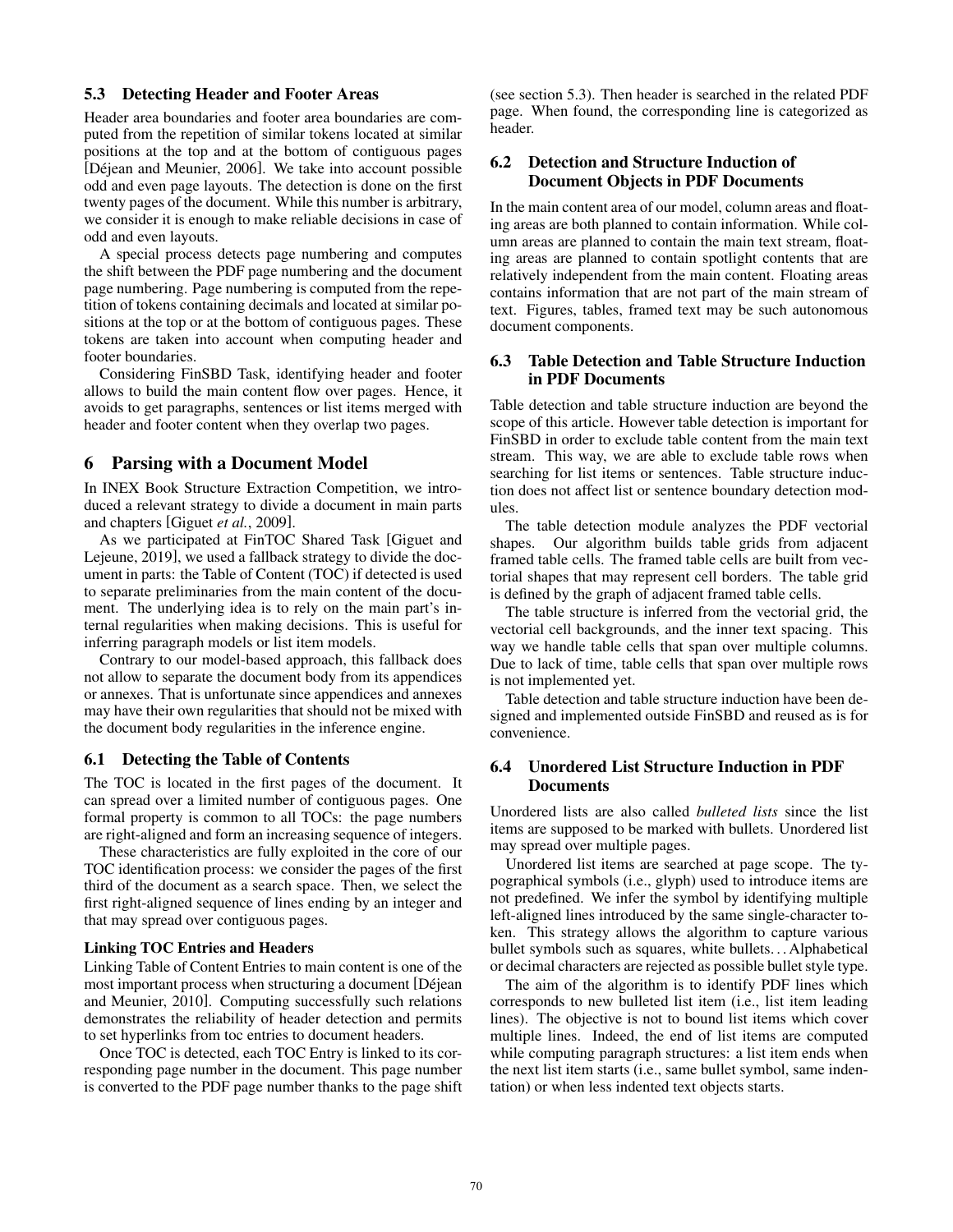### 5.3 Detecting Header and Footer Areas

Header area boundaries and footer area boundaries are computed from the repetition of similar tokens located at similar positions at the top and at the bottom of contiguous pages [Déjean and Meunier, 2006]. We take into account possible odd and even page layouts. The detection is done on the first twenty pages of the document. While this number is arbitrary, we consider it is enough to make reliable decisions in case of odd and even layouts.

A special process detects page numbering and computes the shift between the PDF page numbering and the document page numbering. Page numbering is computed from the repetition of tokens containing decimals and located at similar positions at the top or at the bottom of contiguous pages. These tokens are taken into account when computing header and footer boundaries.

Considering FinSBD Task, identifying header and footer allows to build the main content flow over pages. Hence, it avoids to get paragraphs, sentences or list items merged with header and footer content when they overlap two pages.

## 6 Parsing with a Document Model

In INEX Book Structure Extraction Competition, we introduced a relevant strategy to divide a document in main parts and chapters [Giguet *et al.*, 2009].

As we participated at FinTOC Shared Task [Giguet and Lejeune, 2019], we used a fallback strategy to divide the document in parts: the Table of Content (TOC) if detected is used to separate preliminaries from the main content of the document. The underlying idea is to rely on the main part's internal regularities when making decisions. This is useful for inferring paragraph models or list item models.

Contrary to our model-based approach, this fallback does not allow to separate the document body from its appendices or annexes. That is unfortunate since appendices and annexes may have their own regularities that should not be mixed with the document body regularities in the inference engine.

### 6.1 Detecting the Table of Contents

The TOC is located in the first pages of the document. It can spread over a limited number of contiguous pages. One formal property is common to all TOCs: the page numbers are right-aligned and form an increasing sequence of integers.

These characteristics are fully exploited in the core of our TOC identification process: we consider the pages of the first third of the document as a search space. Then, we select the first right-aligned sequence of lines ending by an integer and that may spread over contiguous pages.

#### Linking TOC Entries and Headers

Linking Table of Content Entries to main content is one of the most important process when structuring a document [Déjean and Meunier, 2010]. Computing successfully such relations demonstrates the reliability of header detection and permits to set hyperlinks from toc entries to document headers.

Once TOC is detected, each TOC Entry is linked to its corresponding page number in the document. This page number is converted to the PDF page number thanks to the page shift (see section 5.3). Then header is searched in the related PDF page. When found, the corresponding line is categorized as header.

### 6.2 Detection and Structure Induction of Document Objects in PDF Documents

In the main content area of our model, column areas and floating areas are both planned to contain information. While column areas are planned to contain the main text stream, floating areas are planned to contain spotlight contents that are relatively independent from the main content. Floating areas contains information that are not part of the main stream of text. Figures, tables, framed text may be such autonomous document components.

### 6.3 Table Detection and Table Structure Induction in PDF Documents

Table detection and table structure induction are beyond the scope of this article. However table detection is important for FinSBD in order to exclude table content from the main text stream. This way, we are able to exclude table rows when searching for list items or sentences. Table structure induction does not affect list or sentence boundary detection modules.

The table detection module analyzes the PDF vectorial shapes. Our algorithm builds table grids from adjacent framed table cells. The framed table cells are built from vectorial shapes that may represent cell borders. The table grid is defined by the graph of adjacent framed table cells.

The table structure is inferred from the vectorial grid, the vectorial cell backgrounds, and the inner text spacing. This way we handle table cells that span over multiple columns. Due to lack of time, table cells that span over multiple rows is not implemented yet.

Table detection and table structure induction have been designed and implemented outside FinSBD and reused as is for convenience.

### 6.4 Unordered List Structure Induction in PDF Documents

Unordered lists are also called *bulleted lists* since the list items are supposed to be marked with bullets. Unordered list may spread over multiple pages.

Unordered list items are searched at page scope. The typographical symbols (i.e., glyph) used to introduce items are not predefined. We infer the symbol by identifying multiple left-aligned lines introduced by the same single-character token. This strategy allows the algorithm to capture various bullet symbols such as squares, white bullets... Alphabetical or decimal characters are rejected as possible bullet style type.

The aim of the algorithm is to identify PDF lines which corresponds to new bulleted list item (i.e., list item leading lines). The objective is not to bound list items which cover multiple lines. Indeed, the end of list items are computed while computing paragraph structures: a list item ends when the next list item starts (i.e., same bullet symbol, same indentation) or when less indented text objects starts.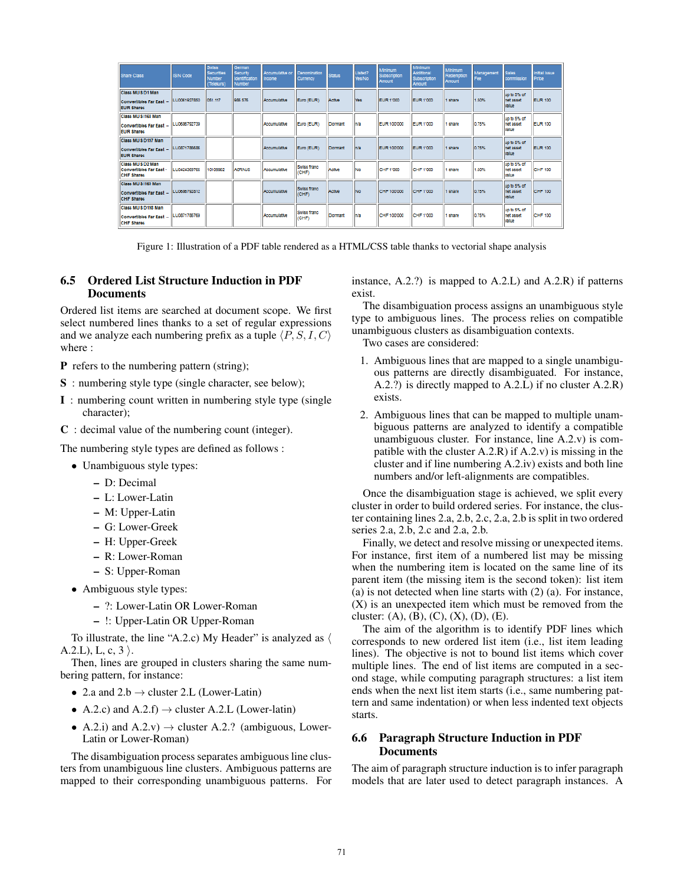| Share Class | ISIN Code | Swiss Securities Number (Telekurs) | German Security Identification Number | Accumulative or Income | Denomination Currency | Status | Listed? Yes/No | Minimum Subscription Amount | Minimum Additional Subscription Amount | Minimum Redemption Amount | Management Fee | Sales commission | Initial Issue Price |
|---|---|---|---|---|---|---|---|---|---|---|---|---|---|
| Class MU S D1 Man Convertibles Far East – EUR Shares | LU0061927850 | 051 117 | 985 576 | Accumulative | Euro (EUR) | Active | Yes | EUR 1'000 | EUR 1'000 | 1 share | 1.50% | up to 5% of net asset value | EUR 100 |
| Class MU S1163 Man Convertibles Far East – EUR Shares | LU0686792739 | | | Accumulative | Euro (EUR) | Dormant | n/a | EUR 100'000 | EUR 1'000 | 1 share | 0.75% | up to 5% of net asset value | EUR 100 |
| Class MU S D197 Man Convertibles Far East – EUR Shares | LU0871785686 | | | Accumulative | Euro (EUR) | Dormant | n/a | EUR 100'000 | EUR 1'000 | 1 share | 0.75% | up to 5% of net asset value | EUR 100 |
| Class MU S D2 Man Convertibles Far East - CHF Shares | LU0424369765 | 10109662 | A0RNJ6 | Accumulative | Swiss franc (CHF) | Active | No | CHF 1'000 | CHF 1'000 | 1 share | 1.50% | up to 5% of net asset value | CHF 100 |
| Class MU S1160 Man Convertibles Far East – CHF Shares | LU0686792812 | | | Accumulative | Swiss franc (CHF) | Active | No | CHF 100'000 | CHF 1'000 | 1 share | 0.75% | up to 5% of net asset value | CHF 100 |
| Class MU S D198 Man Convertibles Far East – CHF Shares | LU0871785769 | | | Accumulative | Swiss franc (CHF) | Dormant | n/a | CHF 100'000 | CHF 1'000 | 1 share | 0.75% | up to 5% of net asset value | CHF 100 |

Figure 1: Illustration of a PDF table rendered as a HTML/CSS table thanks to vectorial shape analysis

### 6.5 Ordered List Structure Induction in PDF Documents

Ordered list items are searched at document scope. We first select numbered lines thanks to a set of regular expressions and we analyze each numbering prefix as a tuple $\langle P, S, I, C \rangle$ where :

**P** refers to the numbering pattern (string);

**S** : numbering style type (single character, see below);

**I** : numbering count written in numbering style type (single character);

**C** : decimal value of the numbering count (integer).

The numbering style types are defined as follows :

- Unambiguous style types:
  - D: Decimal
  - L: Lower-Latin
  - M: Upper-Latin
  - G: Lower-Greek
  - H: Upper-Greek
  - R: Lower-Roman
  - S: Upper-Roman
- Ambiguous style types:
  - ?: Lower-Latin OR Lower-Roman
  - !: Upper-Latin OR Upper-Roman

To illustrate, the line "A.2.c) My Header" is analyzed as $\langle$ A.2.L), L, c, 3 $\rangle$.

Then, lines are grouped in clusters sharing the same numbering pattern, for instance:

- 2.a and 2.b → cluster 2.L (Lower-Latin)
- A.2.c) and A.2.f) → cluster A.2.L (Lower-latin)
- A.2.i) and A.2.v) → cluster A.2.? (ambiguous, Lower-Latin or Lower-Roman)

The disambiguation process separates ambiguous line clusters from unambiguous line clusters. Ambiguous patterns are mapped to their corresponding unambiguous patterns. For instance, A.2.?) is mapped to A.2.L) and A.2.R) if patterns exist.

The disambiguation process assigns an unambiguous style type to ambiguous lines. The process relies on compatible unambiguous clusters as disambiguation contexts.

Two cases are considered:

1. Ambiguous lines that are mapped to a single unambiguous patterns are directly disambiguated. For instance, A.2.?) is directly mapped to A.2.L) if no cluster A.2.R) exists.
2. Ambiguous lines that can be mapped to multiple unambiguous patterns are analyzed to identify a compatible unambiguous cluster. For instance, line A.2.v) is compatible with the cluster A.2.R) if A.2.v) is missing in the cluster and if line numbering A.2.iv) exists and both line numbers and/or left-alignments are compatibles.

Once the disambiguation stage is achieved, we split every cluster in order to build ordered series. For instance, the cluster containing lines 2.a, 2.b, 2.c, 2.a, 2.b is split in two ordered series 2.a, 2.b, 2.c and 2.a, 2.b.

Finally, we detect and resolve missing or unexpected items. For instance, first item of a numbered list may be missing when the numbering item is located on the same line of its parent item (the missing item is the second token): list item (a) is not detected when line starts with (2) (a). For instance, (X) is an unexpected item which must be removed from the cluster: (A), (B), (C), (X), (D), (E).

The aim of the algorithm is to identify PDF lines which corresponds to new ordered list item (i.e., list item leading lines). The objective is not to bound list items which cover multiple lines. The end of list items are computed in a second stage, while computing paragraph structures: a list item ends when the next list item starts (i.e., same numbering pattern and same indentation) or when less indented text objects starts.

### 6.6 Paragraph Structure Induction in PDF Documents

The aim of paragraph structure induction is to infer paragraph models that are later used to detect paragraph instances. A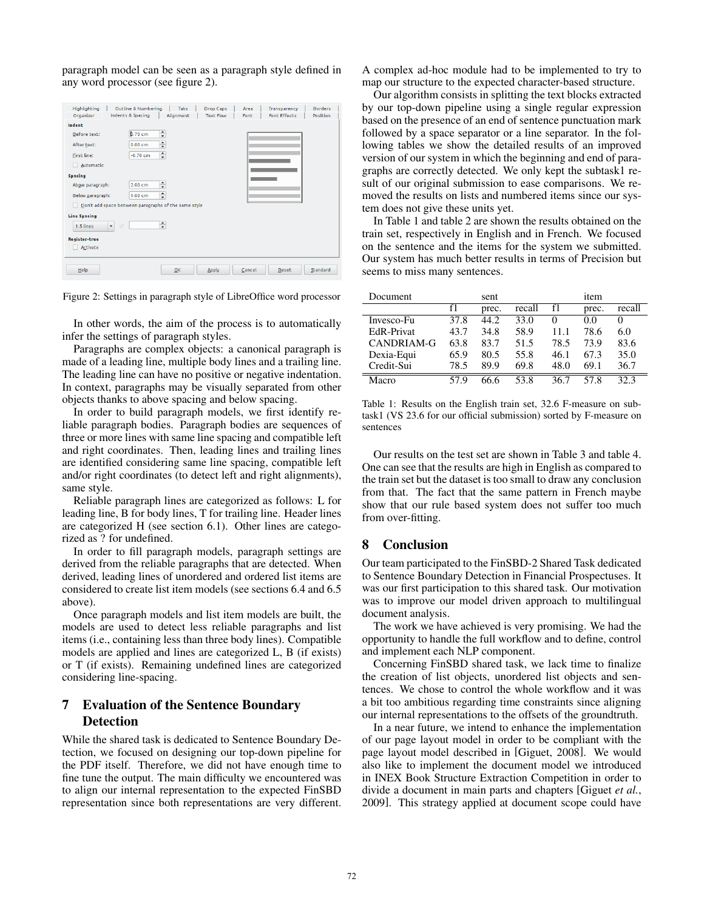paragraph model can be seen as a paragraph style defined in any word processor (see figure 2).

Figure 2: Settings in paragraph style of LibreOffice word processor

In other words, the aim of the process is to automatically infer the settings of paragraph styles.

Paragraphs are complex objects: a canonical paragraph is made of a leading line, multiple body lines and a trailing line. The leading line can have no positive or negative indentation. In context, paragraphs may be visually separated from other objects thanks to above spacing and below spacing.

In order to build paragraph models, we first identify reliable paragraph bodies. Paragraph bodies are sequences of three or more lines with same line spacing and compatible left and right coordinates. Then, leading lines and trailing lines are identified considering same line spacing, compatible left and/or right coordinates (to detect left and right alignments), same style.

Reliable paragraph lines are categorized as follows: L for leading line, B for body lines, T for trailing line. Header lines are categorized H (see section 6.1). Other lines are categorized as ? for undefined.

In order to fill paragraph models, paragraph settings are derived from the reliable paragraphs that are detected. When derived, leading lines of unordered and ordered list items are considered to create list item models (see sections 6.4 and 6.5 above).

Once paragraph models and list item models are built, the models are used to detect less reliable paragraphs and list items (i.e., containing less than three body lines). Compatible models are applied and lines are categorized L, B (if exists) or T (if exists). Remaining undefined lines are categorized considering line-spacing.

## 7 Evaluation of the Sentence Boundary Detection

While the shared task is dedicated to Sentence Boundary Detection, we focused on designing our top-down pipeline for the PDF itself. Therefore, we did not have enough time to fine tune the output. The main difficulty we encountered was to align our internal representation to the expected FinSBD representation since both representations are very different. A complex ad-hoc module had to be implemented to try to map our structure to the expected character-based structure.

Our algorithm consists in splitting the text blocks extracted by our top-down pipeline using a single regular expression based on the presence of an end of sentence punctuation mark followed by a space separator or a line separator. In the following tables we show the detailed results of an improved version of our system in which the beginning and end of paragraphs are correctly detected. We only kept the subtask1 result of our original submission to ease comparisons. We removed the results on lists and numbered items since our system does not give these units yet.

In Table 1 and table 2 are shown the results obtained on the train set, respectively in English and in French. We focused on the sentence and the items for the system we submitted. Our system has much better results in terms of Precision but seems to miss many sentences.

| Document | sent | | | item | | |
|---|---|---|---|---|---|---|
| | f1 | prec. | recall | f1 | prec. | recall |
| Invesco-Fu | 37.8 | 44.2 | 33.0 | 0 | 0.0 | 0 |
| EdR-Privat | 43.7 | 34.8 | 58.9 | 11.1 | 78.6 | 6.0 |
| CANDRIAM-G | 63.8 | 83.7 | 51.5 | 78.5 | 73.9 | 83.6 |
| Dexia-Equi | 65.9 | 80.5 | 55.8 | 46.1 | 67.3 | 35.0 |
| Credit-Sui | 78.5 | 89.9 | 69.8 | 48.0 | 69.1 | 36.7 |
| Macro | 57.9 | 66.6 | 53.8 | 36.7 | 57.8 | 32.3 |

Table 1: Results on the English train set, 32.6 F-measure on subtask1 (VS 23.6 for our official submission) sorted by F-measure on sentences

Our results on the test set are shown in Table 3 and table 4. One can see that the results are high in English as compared to the train set but the dataset is too small to draw any conclusion from that. The fact that the same pattern in French maybe show that our rule based system does not suffer too much from over-fitting.

## 8 Conclusion

Our team participated to the FinSBD-2 Shared Task dedicated to Sentence Boundary Detection in Financial Prospectuses. It was our first participation to this shared task. Our motivation was to improve our model driven approach to multilingual document analysis.

The work we have achieved is very promising. We had the opportunity to handle the full workflow and to define, control and implement each NLP component.

Concerning FinSBD shared task, we lack time to finalize the creation of list objects, unordered list objects and sentences. We chose to control the whole workflow and it was a bit too ambitious regarding time constraints since aligning our internal representations to the offsets of the groundtruth.

In a near future, we intend to enhance the implementation of our page layout model in order to be compliant with the page layout model described in [Giguet, 2008]. We would also like to implement the document model we introduced in INEX Book Structure Extraction Competition in order to divide a document in main parts and chapters [Giguet *et al.*, 2009]. This strategy applied at document scope could have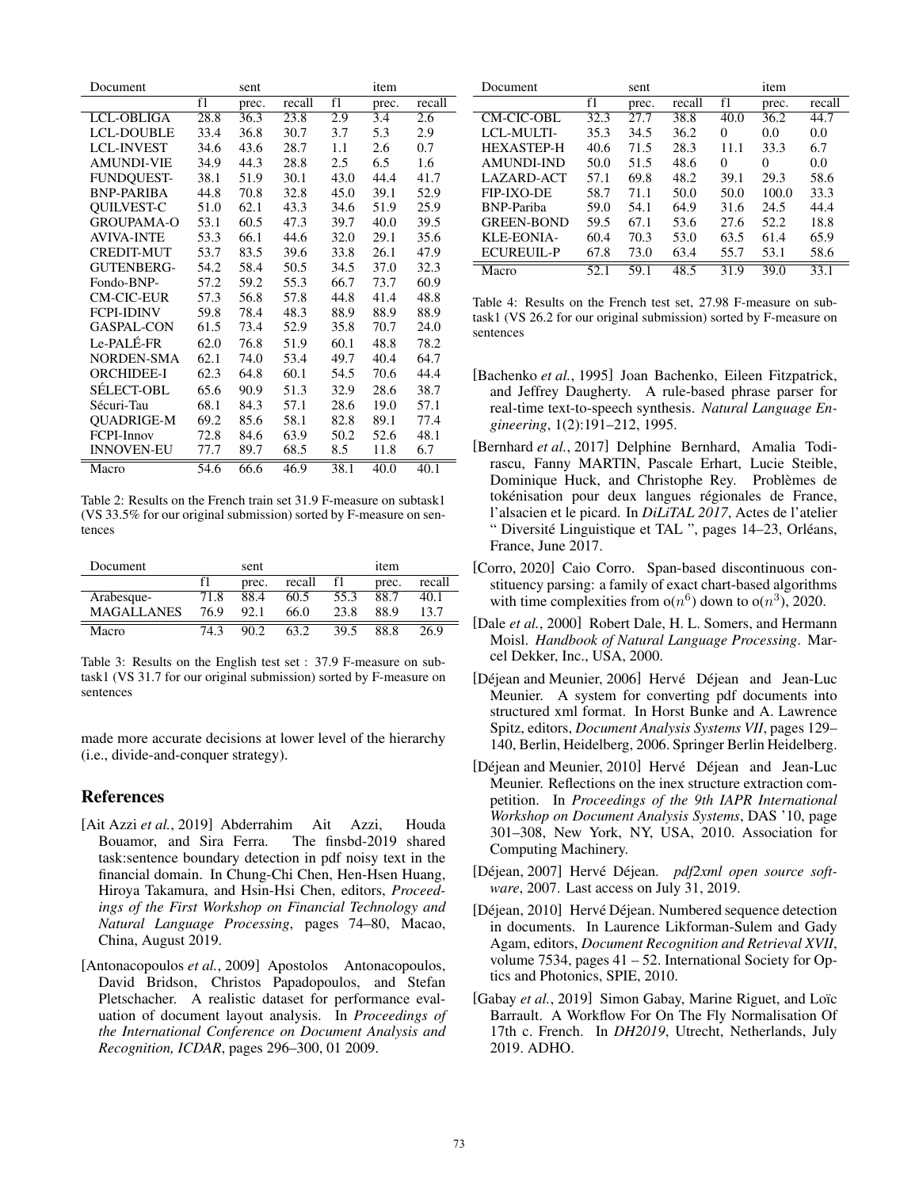| Document | sent | | | item | | |
|---|---|---|---|---|---|---|
| | f1 | prec. | recall | f1 | prec. | recall |
| LCL-OBLIGA | 28.8 | 36.3 | 23.8 | 2.9 | 3.4 | 2.6 |
| LCL-DOUBLE | 33.4 | 36.8 | 30.7 | 3.7 | 5.3 | 2.9 |
| LCL-INVEST | 34.6 | 43.6 | 28.7 | 1.1 | 2.6 | 0.7 |
| AMUNDI-VIE | 34.9 | 44.3 | 28.8 | 2.5 | 6.5 | 1.6 |
| FUNDQUEST- | 38.1 | 51.9 | 30.1 | 43.0 | 44.4 | 41.7 |
| BNP-PARIBA | 44.8 | 70.8 | 32.8 | 45.0 | 39.1 | 52.9 |
| QUILVEST-C | 51.0 | 62.1 | 43.3 | 34.6 | 51.9 | 25.9 |
| GROUPAMA-O | 53.1 | 60.5 | 47.3 | 39.7 | 40.0 | 39.5 |
| AVIVA-INTE | 53.3 | 66.1 | 44.6 | 32.0 | 29.1 | 35.6 |
| CREDIT-MUT | 53.7 | 83.5 | 39.6 | 33.8 | 26.1 | 47.9 |
| GUTENBERG- | 54.2 | 58.4 | 50.5 | 34.5 | 37.0 | 32.3 |
| Fondo-BNP- | 57.2 | 59.2 | 55.3 | 66.7 | 73.7 | 60.9 |
| CM-CIC-EUR | 57.3 | 56.8 | 57.8 | 44.8 | 41.4 | 48.8 |
| FCPI-IDINV | 59.8 | 78.4 | 48.3 | 88.9 | 88.9 | 88.9 |
| GASPAL-CON | 61.5 | 73.4 | 52.9 | 35.8 | 70.7 | 24.0 |
| Le-PALÉ-FR | 62.0 | 76.8 | 51.9 | 60.1 | 48.8 | 78.2 |
| NORDEN-SMA | 62.1 | 74.0 | 53.4 | 49.7 | 40.4 | 64.7 |
| ORCHIDEE-I | 62.3 | 64.8 | 60.1 | 54.5 | 70.6 | 44.4 |
| SÉLECT-OBL | 65.6 | 90.9 | 51.3 | 32.9 | 28.6 | 38.7 |
| Sécuri-Tau | 68.1 | 84.3 | 57.1 | 28.6 | 19.0 | 57.1 |
| QUADRIGE-M | 69.2 | 85.6 | 58.1 | 82.8 | 89.1 | 77.4 |
| FCPI-Innov | 72.8 | 84.6 | 63.9 | 50.2 | 52.6 | 48.1 |
| INNOVEN-EU | 77.7 | 89.7 | 68.5 | 8.5 | 11.8 | 6.7 |
| Macro | 54.6 | 66.6 | 46.9 | 38.1 | 40.0 | 40.1 |

Table 2: Results on the French train set 31.9 F-measure on subtask1 (VS 33.5% for our original submission) sorted by F-measure on sentences

| Document | sent | | | item | | |
|---|---|---|---|---|---|---|
| | f1 | prec. | recall | f1 | prec. | recall |
| Arabesque- | 71.8 | 88.4 | 60.5 | 55.3 | 88.7 | 40.1 |
| MAGALLANES | 76.9 | 92.1 | 66.0 | 23.8 | 88.9 | 13.7 |
| Macro | 74.3 | 90.2 | 63.2 | 39.5 | 88.8 | 26.9 |

Table 3: Results on the English test set : 37.9 F-measure on subtask1 (VS 31.7 for our original submission) sorted by F-measure on sentences

made more accurate decisions at lower level of the hierarchy (i.e., divide-and-conquer strategy).

| Document | sent | | | item | | |
|---|---|---|---|---|---|---|
| | f1 | prec. | recall | f1 | prec. | recall |
| CM-CIC-OBL | 32.3 | 27.7 | 38.8 | 40.0 | 36.2 | 44.7 |
| LCL-MULTI- | 35.3 | 34.5 | 36.2 | 0 | 0.0 | 0.0 |
| HEXASTEP-H | 40.6 | 71.5 | 28.3 | 11.1 | 33.3 | 6.7 |
| AMUNDI-IND | 50.0 | 51.5 | 48.6 | 0 | 0 | 0.0 |
| LAZARD-ACT | 57.1 | 69.8 | 48.2 | 39.1 | 29.3 | 58.6 |
| FIP-IXO-DE | 58.7 | 71.1 | 50.0 | 50.0 | 100.0 | 33.3 |
| BNP-Pariba | 59.0 | 54.1 | 64.9 | 31.6 | 24.5 | 44.4 |
| GREEN-BOND | 59.5 | 67.1 | 53.6 | 27.6 | 52.2 | 18.8 |
| KLE-EONIA- | 60.4 | 70.3 | 53.0 | 63.5 | 61.4 | 65.9 |
| ECUREUIL-P | 67.8 | 73.0 | 63.4 | 55.7 | 53.1 | 58.6 |
| Macro | 52.1 | 59.1 | 48.5 | 31.9 | 39.0 | 33.1 |

Table 4: Results on the French test set, 27.98 F-measure on subtask1 (VS 26.2 for our original submission) sorted by F-measure on sentences

## References

[Ait Azzi *et al.*, 2019] Abderrahim Ait Azzi, Houda Bouamor, and Sira Ferra. The finsbd-2019 shared task:sentence boundary detection in pdf noisy text in the financial domain. In Chung-Chi Chen, Hen-Hsen Huang, Hiroya Takamura, and Hsin-Hsi Chen, editors, *Proceedings of the First Workshop on Financial Technology and Natural Language Processing*, pages 74–80, Macao, China, August 2019.

[Antonacopoulos *et al.*, 2009] Apostolos Antonacopoulos, David Bridson, Christos Papadopoulos, and Stefan Pletschacher. A realistic dataset for performance evaluation of document layout analysis. In *Proceedings of the International Conference on Document Analysis and Recognition, ICDAR*, pages 296–300, 01 2009.

[Bachenko *et al.*, 1995] Joan Bachenko, Eileen Fitzpatrick, and Jeffrey Daugherty. A rule-based phrase parser for real-time text-to-speech synthesis. *Natural Language Engineering*, 1(2):191–212, 1995.

[Bernhard *et al.*, 2017] Delphine Bernhard, Amalia Todirascu, Fanny MARTIN, Pascale Erhart, Lucie Steible, Dominique Huck, and Christophe Rey. Problèmes de tokénisation pour deux langues régionales de France, l'alsacien et le picard. In *DiLiTAL 2017*, Actes de l'atelier " Diversité Linguistique et TAL ", pages 14–23, Orléans, France, June 2017.

[Corro, 2020] Caio Corro. Span-based discontinuous constituency parsing: a family of exact chart-based algorithms with time complexities from $o(n^6)$ down to $o(n^3)$, 2020.

[Dale *et al.*, 2000] Robert Dale, H. L. Somers, and Hermann Moisl. *Handbook of Natural Language Processing*. Marcel Dekker, Inc., USA, 2000.

[Déjean and Meunier, 2006] Hervé Déjean and Jean-Luc Meunier. A system for converting pdf documents into structured xml format. In Horst Bunke and A. Lawrence Spitz, editors, *Document Analysis Systems VII*, pages 129–140, Berlin, Heidelberg, 2006. Springer Berlin Heidelberg.

[Déjean and Meunier, 2010] Hervé Déjean and Jean-Luc Meunier. Reflections on the inex structure extraction competition. In *Proceedings of the 9th IAPR International Workshop on Document Analysis Systems*, DAS '10, page 301–308, New York, NY, USA, 2010. Association for Computing Machinery.

[Déjean, 2007] Hervé Déjean. *pdf2xml open source software*, 2007. Last access on July 31, 2019.

[Déjean, 2010] Hervé Déjean. Numbered sequence detection in documents. In Laurence Likforman-Sulem and Gady Agam, editors, *Document Recognition and Retrieval XVII*, volume 7534, pages 41 – 52. International Society for Optics and Photonics, SPIE, 2010.

[Gabay *et al.*, 2019] Simon Gabay, Marine Riguet, and Loïc Barrault. A Workflow For On The Fly Normalisation Of 17th c. French. In *DH2019*, Utrecht, Netherlands, July 2019. ADHO.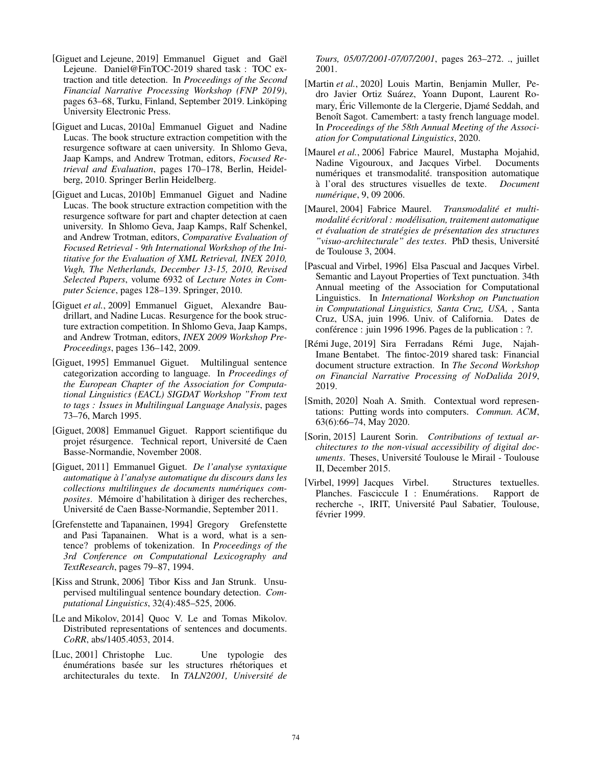[Giguet and Lejeune, 2019] Emmanuel Giguet and Gaël Lejeune. Daniel@FinTOC-2019 shared task : TOC extraction and title detection. In *Proceedings of the Second Financial Narrative Processing Workshop (FNP 2019)*, pages 63–68, Turku, Finland, September 2019. Linköping University Electronic Press.

[Giguet and Lucas, 2010a] Emmanuel Giguet and Nadine Lucas. The book structure extraction competition with the resurgence software at caen university. In Shlomo Geva, Jaap Kamps, and Andrew Trotman, editors, *Focused Retrieval and Evaluation*, pages 170–178, Berlin, Heidelberg, 2010. Springer Berlin Heidelberg.

[Giguet and Lucas, 2010b] Emmanuel Giguet and Nadine Lucas. The book structure extraction competition with the resurgence software for part and chapter detection at caen university. In Shlomo Geva, Jaap Kamps, Ralf Schenkel, and Andrew Trotman, editors, *Comparative Evaluation of Focused Retrieval - 9th International Workshop of the Inititative for the Evaluation of XML Retrieval, INEX 2010, Vugh, The Netherlands, December 13-15, 2010, Revised Selected Papers*, volume 6932 of *Lecture Notes in Computer Science*, pages 128–139. Springer, 2010.

[Giguet *et al.*, 2009] Emmanuel Giguet, Alexandre Baudrillart, and Nadine Lucas. Resurgence for the book structure extraction competition. In Shlomo Geva, Jaap Kamps, and Andrew Trotman, editors, *INEX 2009 Workshop Pre-Proceedings*, pages 136–142, 2009.

[Giguet, 1995] Emmanuel Giguet. Multilingual sentence categorization according to language. In *Proceedings of the European Chapter of the Association for Computational Linguistics (EACL) SIGDAT Workshop "From text to tags : Issues in Multilingual Language Analysis*, pages 73–76, March 1995.

[Giguet, 2008] Emmanuel Giguet. Rapport scientifique du projet résurgence. Technical report, Université de Caen Basse-Normandie, November 2008.

[Giguet, 2011] Emmanuel Giguet. *De l'analyse syntaxique automatique à l'analyse automatique du discours dans les collections multilingues de documents numériques composites*. Mémoire d'habilitation à diriger des recherches, Université de Caen Basse-Normandie, September 2011.

[Grefenstette and Tapanainen, 1994] Gregory Grefenstette and Pasi Tapanainen. What is a word, what is a sentence? problems of tokenization. In *Proceedings of the 3rd Conference on Computational Lexicography and TextResearch*, pages 79–87, 1994.

[Kiss and Strunk, 2006] Tibor Kiss and Jan Strunk. Unsupervised multilingual sentence boundary detection. *Computational Linguistics*, 32(4):485–525, 2006.

[Le and Mikolov, 2014] Quoc V. Le and Tomas Mikolov. Distributed representations of sentences and documents. *CoRR*, abs/1405.4053, 2014.

[Luc, 2001] Christophe Luc. Une typologie des énumérations basée sur les structures rhétoriques et architecturales du texte. In *TALN2001, Université de Tours, 05/07/2001-07/07/2001*, pages 263–272. ., juillet 2001.

[Martin *et al.*, 2020] Louis Martin, Benjamin Muller, Pedro Javier Ortiz Suárez, Yoann Dupont, Laurent Romary, Éric Villemonte de la Clergerie, Djamé Seddah, and Benoît Sagot. Camembert: a tasty french language model. In *Proceedings of the 58th Annual Meeting of the Association for Computational Linguistics*, 2020.

[Maurel *et al.*, 2006] Fabrice Maurel, Mustapha Mojahid, Nadine Vigouroux, and Jacques Virbel. Documents numériques et transmodalité. transposition automatique à l'oral des structures visuelles de texte. *Document numérique*, 9, 09 2006.

[Maurel, 2004] Fabrice Maurel. *Transmodalité et multimodalité écrit/oral : modélisation, traitement automatique et évaluation de stratégies de présentation des structures "visuo-architecturale" des textes*. PhD thesis, Université de Toulouse 3, 2004.

[Pascual and Virbel, 1996] Elsa Pascual and Jacques Virbel. Semantic and Layout Properties of Text punctuation. 34th Annual meeting of the Association for Computational Linguistics. In *International Workshop on Punctuation in Computational Linguistics, Santa Cruz, USA,* , Santa Cruz, USA, juin 1996. Univ. of California. Dates de conférence : juin 1996 1996. Pages de la publication : ?.

[Rémi Juge, 2019] Sira Ferradans Rémi Juge, Najah-Imane Bentabet. The fintoc-2019 shared task: Financial document structure extraction. In *The Second Workshop on Financial Narrative Processing of NoDalida 2019*, 2019.

[Smith, 2020] Noah A. Smith. Contextual word representations: Putting words into computers. *Commun. ACM*, 63(6):66–74, May 2020.

[Sorin, 2015] Laurent Sorin. *Contributions of textual architectures to the non-visual accessibility of digital documents*. Theses, Université Toulouse le Mirail - Toulouse II, December 2015.

[Virbel, 1999] Jacques Virbel. Structures textuelles. Planches. Fasciccule I : Enumérations. Rapport de recherche -, IRIT, Université Paul Sabatier, Toulouse, février 1999.